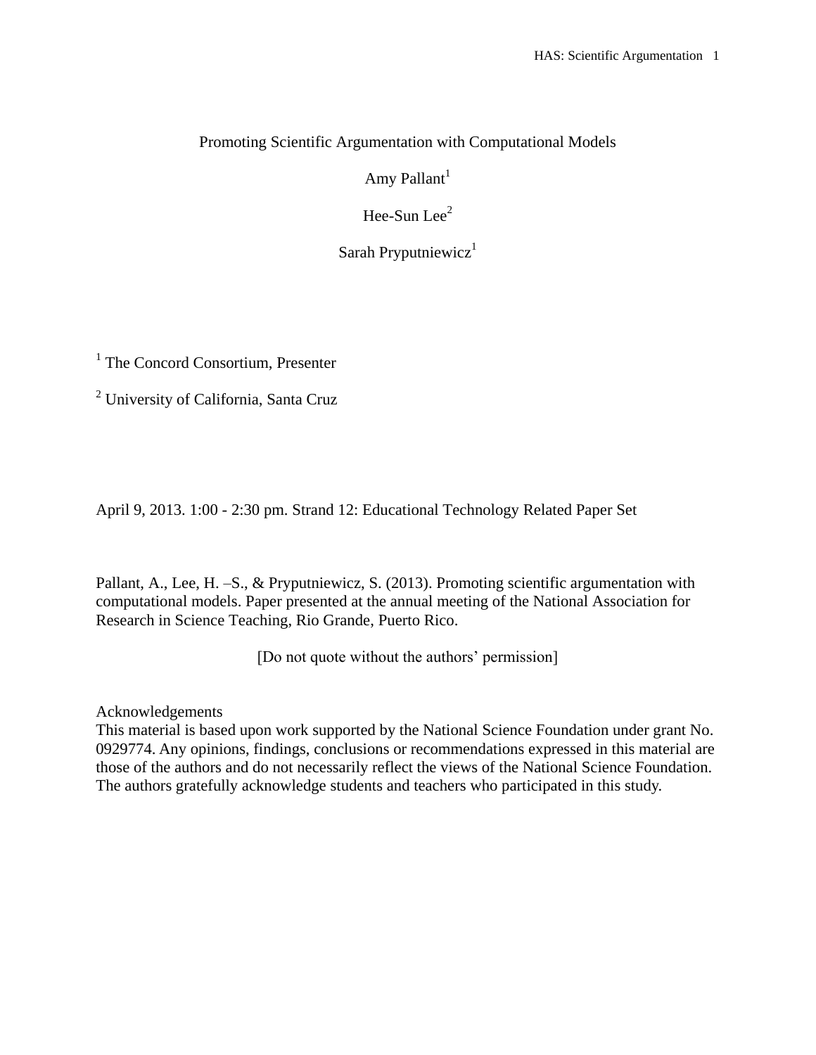# Promoting Scientific Argumentation with Computational Models

Amy Pallant[1]

Hee-Sun Lee[2]

Sarah Pryputniewicz[1]

[1] The Concord Consortium, Presenter

[2] University of California, Santa Cruz

April 9, 2013. 1:00 - 2:30 pm. Strand 12: Educational Technology Related Paper Set

Pallant, A., Lee, H. –S., & Pryputniewicz, S. (2013). Promoting scientific argumentation with computational models. Paper presented at the annual meeting of the National Association for Research in Science Teaching, Rio Grande, Puerto Rico.

[Do not quote without the authors' permission]

Acknowledgements
This material is based upon work supported by the National Science Foundation under grant No. 0929774. Any opinions, findings, conclusions or recommendations expressed in this material are those of the authors and do not necessarily reflect the views of the National Science Foundation. The authors gratefully acknowledge students and teachers who participated in this study.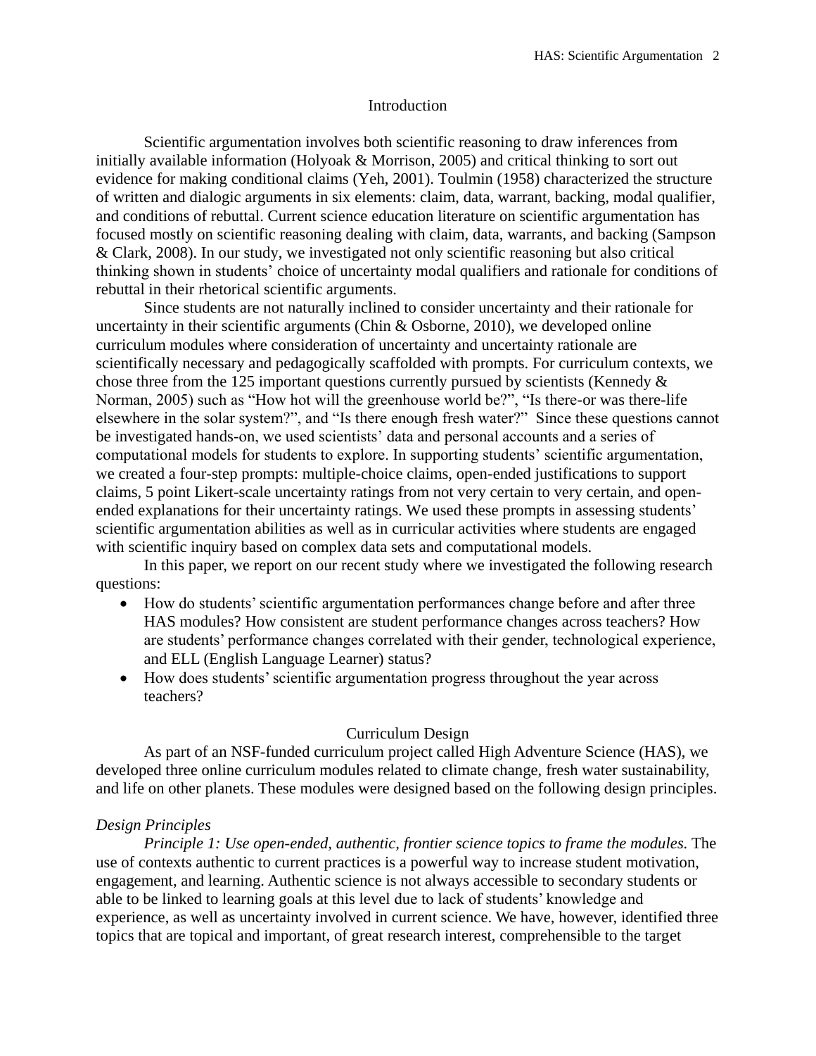## Introduction

Scientific argumentation involves both scientific reasoning to draw inferences from initially available information (Holyoak & Morrison, 2005) and critical thinking to sort out evidence for making conditional claims (Yeh, 2001). Toulmin (1958) characterized the structure of written and dialogic arguments in six elements: claim, data, warrant, backing, modal qualifier, and conditions of rebuttal. Current science education literature on scientific argumentation has focused mostly on scientific reasoning dealing with claim, data, warrants, and backing (Sampson & Clark, 2008). In our study, we investigated not only scientific reasoning but also critical thinking shown in students' choice of uncertainty modal qualifiers and rationale for conditions of rebuttal in their rhetorical scientific arguments.

Since students are not naturally inclined to consider uncertainty and their rationale for uncertainty in their scientific arguments (Chin & Osborne, 2010), we developed online curriculum modules where consideration of uncertainty and uncertainty rationale are scientifically necessary and pedagogically scaffolded with prompts. For curriculum contexts, we chose three from the 125 important questions currently pursued by scientists (Kennedy & Norman, 2005) such as "How hot will the greenhouse world be?", "Is there-or was there-life elsewhere in the solar system?", and "Is there enough fresh water?" Since these questions cannot be investigated hands-on, we used scientists' data and personal accounts and a series of computational models for students to explore. In supporting students' scientific argumentation, we created a four-step prompts: multiple-choice claims, open-ended justifications to support claims, 5 point Likert-scale uncertainty ratings from not very certain to very certain, and open-ended explanations for their uncertainty ratings. We used these prompts in assessing students' scientific argumentation abilities as well as in curricular activities where students are engaged with scientific inquiry based on complex data sets and computational models.

In this paper, we report on our recent study where we investigated the following research questions:

- How do students' scientific argumentation performances change before and after three HAS modules? How consistent are student performance changes across teachers? How are students' performance changes correlated with their gender, technological experience, and ELL (English Language Learner) status?
- How does students' scientific argumentation progress throughout the year across teachers?

## Curriculum Design

As part of an NSF-funded curriculum project called High Adventure Science (HAS), we developed three online curriculum modules related to climate change, fresh water sustainability, and life on other planets. These modules were designed based on the following design principles.

### *Design Principles*

*Principle 1: Use open-ended, authentic, frontier science topics to frame the modules.* The use of contexts authentic to current practices is a powerful way to increase student motivation, engagement, and learning. Authentic science is not always accessible to secondary students or able to be linked to learning goals at this level due to lack of students' knowledge and experience, as well as uncertainty involved in current science. We have, however, identified three topics that are topical and important, of great research interest, comprehensible to the target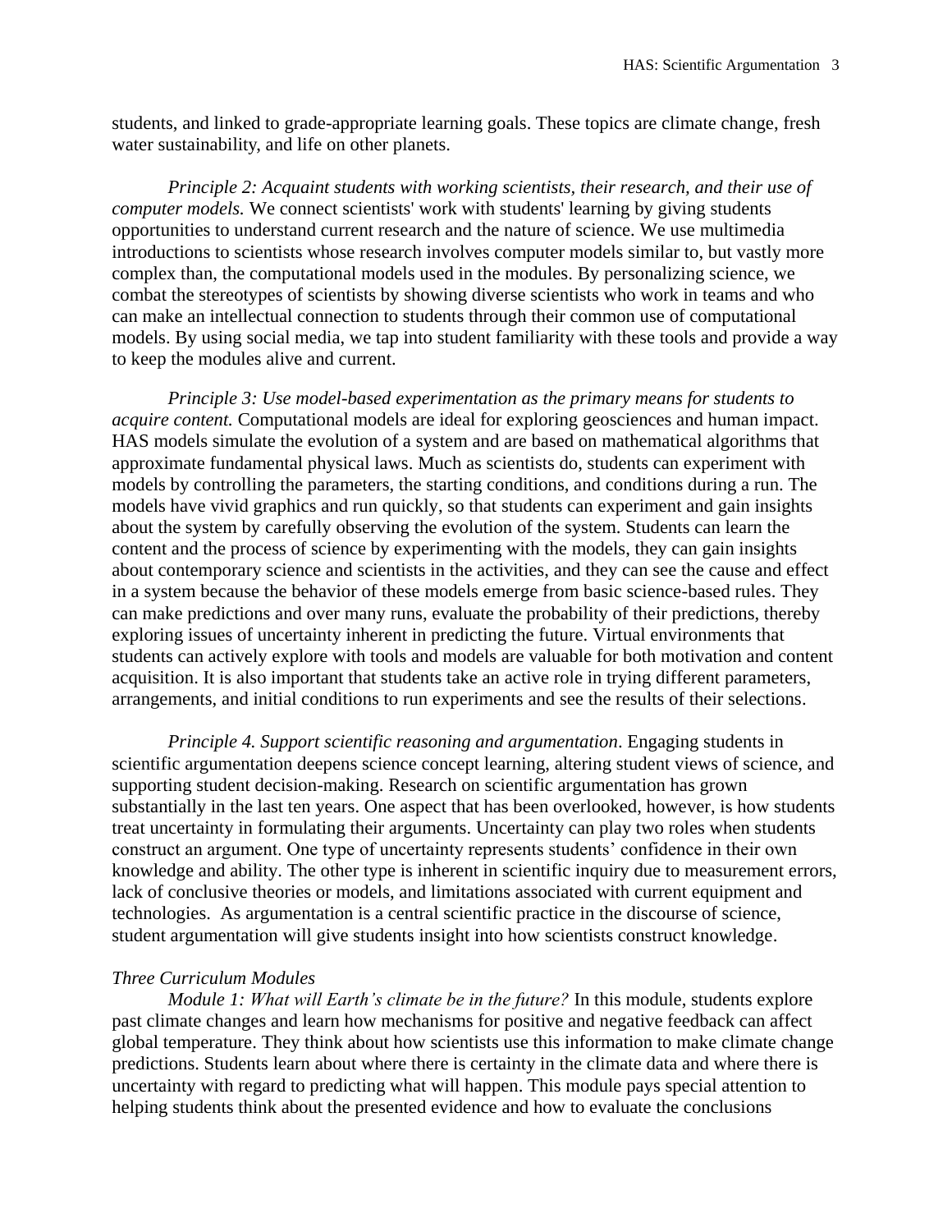students, and linked to grade-appropriate learning goals. These topics are climate change, fresh water sustainability, and life on other planets.

*Principle 2: Acquaint students with working scientists, their research, and their use of computer models.* We connect scientists' work with students' learning by giving students opportunities to understand current research and the nature of science. We use multimedia introductions to scientists whose research involves computer models similar to, but vastly more complex than, the computational models used in the modules. By personalizing science, we combat the stereotypes of scientists by showing diverse scientists who work in teams and who can make an intellectual connection to students through their common use of computational models. By using social media, we tap into student familiarity with these tools and provide a way to keep the modules alive and current.

*Principle 3: Use model-based experimentation as the primary means for students to acquire content.* Computational models are ideal for exploring geosciences and human impact. HAS models simulate the evolution of a system and are based on mathematical algorithms that approximate fundamental physical laws. Much as scientists do, students can experiment with models by controlling the parameters, the starting conditions, and conditions during a run. The models have vivid graphics and run quickly, so that students can experiment and gain insights about the system by carefully observing the evolution of the system. Students can learn the content and the process of science by experimenting with the models, they can gain insights about contemporary science and scientists in the activities, and they can see the cause and effect in a system because the behavior of these models emerge from basic science-based rules. They can make predictions and over many runs, evaluate the probability of their predictions, thereby exploring issues of uncertainty inherent in predicting the future. Virtual environments that students can actively explore with tools and models are valuable for both motivation and content acquisition. It is also important that students take an active role in trying different parameters, arrangements, and initial conditions to run experiments and see the results of their selections.

*Principle 4. Support scientific reasoning and argumentation*. Engaging students in scientific argumentation deepens science concept learning, altering student views of science, and supporting student decision-making. Research on scientific argumentation has grown substantially in the last ten years. One aspect that has been overlooked, however, is how students treat uncertainty in formulating their arguments. Uncertainty can play two roles when students construct an argument. One type of uncertainty represents students' confidence in their own knowledge and ability. The other type is inherent in scientific inquiry due to measurement errors, lack of conclusive theories or models, and limitations associated with current equipment and technologies. As argumentation is a central scientific practice in the discourse of science, student argumentation will give students insight into how scientists construct knowledge.

*Three Curriculum Modules*

*Module 1: What will Earth's climate be in the future?* In this module, students explore past climate changes and learn how mechanisms for positive and negative feedback can affect global temperature. They think about how scientists use this information to make climate change predictions. Students learn about where there is certainty in the climate data and where there is uncertainty with regard to predicting what will happen. This module pays special attention to helping students think about the presented evidence and how to evaluate the conclusions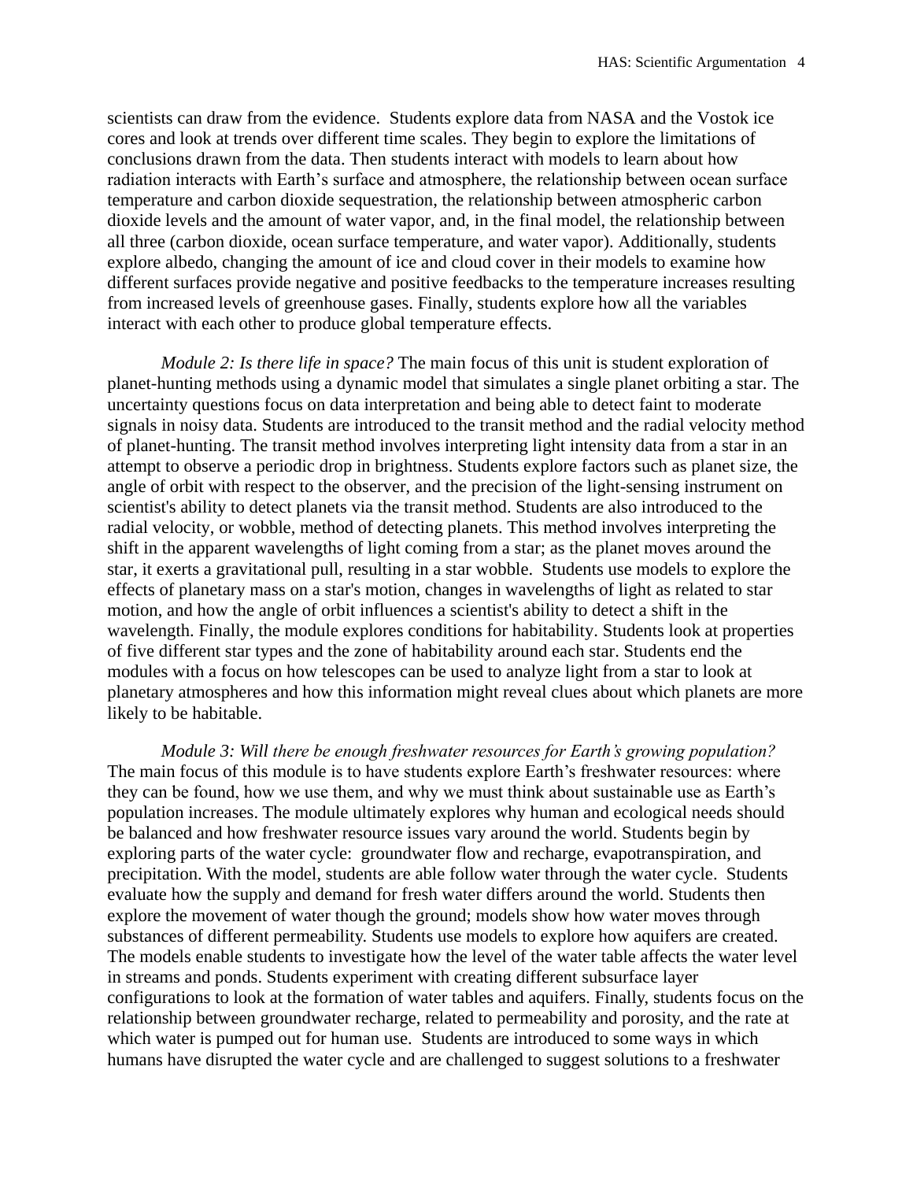scientists can draw from the evidence. Students explore data from NASA and the Vostok ice cores and look at trends over different time scales. They begin to explore the limitations of conclusions drawn from the data. Then students interact with models to learn about how radiation interacts with Earth's surface and atmosphere, the relationship between ocean surface temperature and carbon dioxide sequestration, the relationship between atmospheric carbon dioxide levels and the amount of water vapor, and, in the final model, the relationship between all three (carbon dioxide, ocean surface temperature, and water vapor). Additionally, students explore albedo, changing the amount of ice and cloud cover in their models to examine how different surfaces provide negative and positive feedbacks to the temperature increases resulting from increased levels of greenhouse gases. Finally, students explore how all the variables interact with each other to produce global temperature effects.

*Module 2: Is there life in space?* The main focus of this unit is student exploration of planet-hunting methods using a dynamic model that simulates a single planet orbiting a star. The uncertainty questions focus on data interpretation and being able to detect faint to moderate signals in noisy data. Students are introduced to the transit method and the radial velocity method of planet-hunting. The transit method involves interpreting light intensity data from a star in an attempt to observe a periodic drop in brightness. Students explore factors such as planet size, the angle of orbit with respect to the observer, and the precision of the light-sensing instrument on scientist's ability to detect planets via the transit method. Students are also introduced to the radial velocity, or wobble, method of detecting planets. This method involves interpreting the shift in the apparent wavelengths of light coming from a star; as the planet moves around the star, it exerts a gravitational pull, resulting in a star wobble. Students use models to explore the effects of planetary mass on a star's motion, changes in wavelengths of light as related to star motion, and how the angle of orbit influences a scientist's ability to detect a shift in the wavelength. Finally, the module explores conditions for habitability. Students look at properties of five different star types and the zone of habitability around each star. Students end the modules with a focus on how telescopes can be used to analyze light from a star to look at planetary atmospheres and how this information might reveal clues about which planets are more likely to be habitable.

*Module 3: Will there be enough freshwater resources for Earth's growing population?* The main focus of this module is to have students explore Earth's freshwater resources: where they can be found, how we use them, and why we must think about sustainable use as Earth's population increases. The module ultimately explores why human and ecological needs should be balanced and how freshwater resource issues vary around the world. Students begin by exploring parts of the water cycle: groundwater flow and recharge, evapotranspiration, and precipitation. With the model, students are able follow water through the water cycle. Students evaluate how the supply and demand for fresh water differs around the world. Students then explore the movement of water though the ground; models show how water moves through substances of different permeability. Students use models to explore how aquifers are created. The models enable students to investigate how the level of the water table affects the water level in streams and ponds. Students experiment with creating different subsurface layer configurations to look at the formation of water tables and aquifers. Finally, students focus on the relationship between groundwater recharge, related to permeability and porosity, and the rate at which water is pumped out for human use. Students are introduced to some ways in which humans have disrupted the water cycle and are challenged to suggest solutions to a freshwater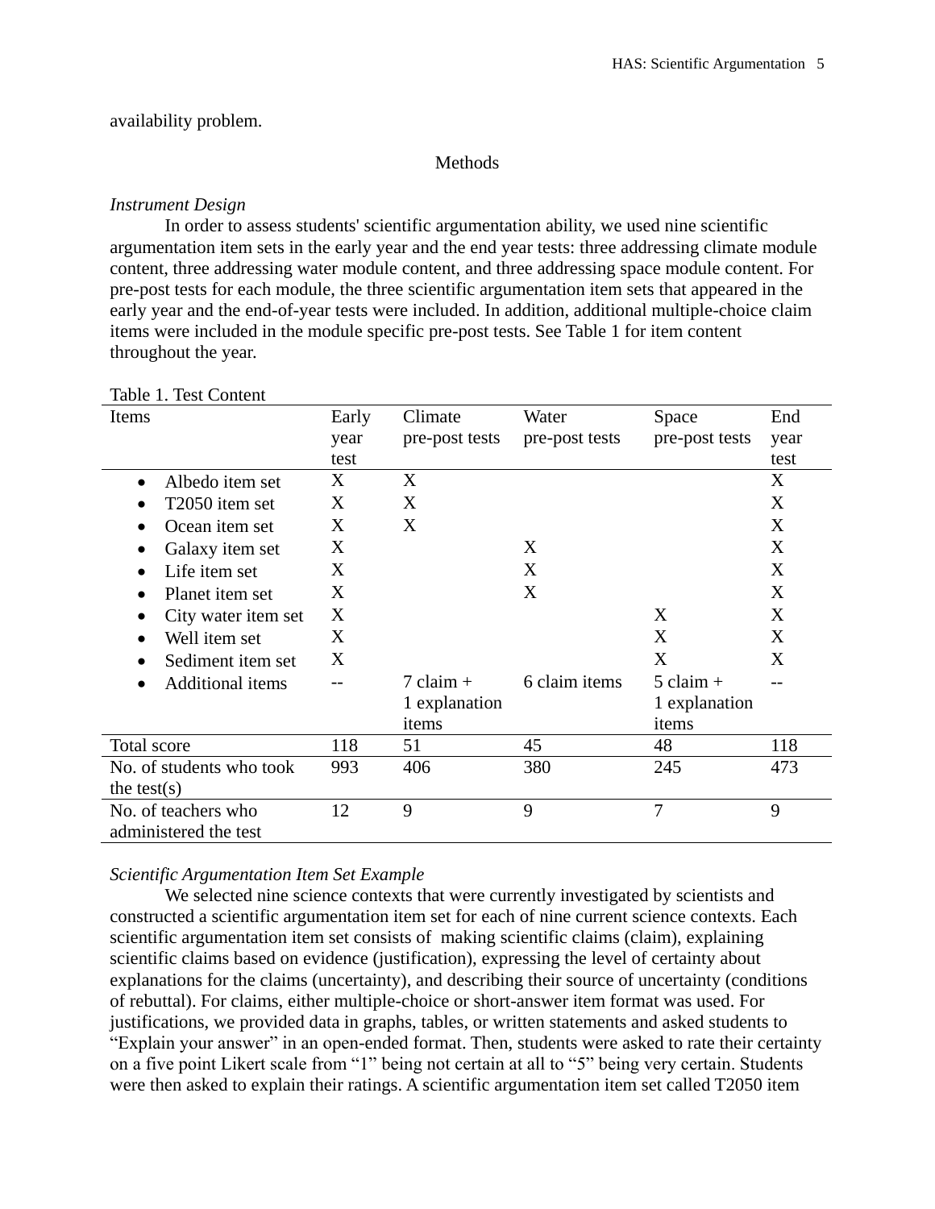availability problem.

## Methods

### *Instrument Design*

In order to assess students' scientific argumentation ability, we used nine scientific argumentation item sets in the early year and the end year tests: three addressing climate module content, three addressing water module content, and three addressing space module content. For pre-post tests for each module, the three scientific argumentation item sets that appeared in the early year and the end-of-year tests were included. In addition, additional multiple-choice claim items were included in the module specific pre-post tests. See Table 1 for item content throughout the year.

Table 1. Test Content

| Items | Early year test | Climate pre-post tests | Water pre-post tests | Space pre-post tests | End year test |
|---|---|---|---|---|---|
| • Albedo item set | X | X | | | X |
| • T2050 item set | X | X | | | X |
| • Ocean item set | X | X | | | X |
| • Galaxy item set | X | | X | | X |
| • Life item set | X | | X | | X |
| • Planet item set | X | | X | | X |
| • City water item set | X | | | X | X |
| • Well item set | X | | | X | X |
| • Sediment item set | X | | | X | X |
| • Additional items | -- | 7 claim + 1 explanation items | 6 claim items | 5 claim + 1 explanation items | -- |
| Total score | 118 | 51 | 45 | 48 | 118 |
| No. of students who took the test(s) | 993 | 406 | 380 | 245 | 473 |
| No. of teachers who administered the test | 12 | 9 | 9 | 7 | 9 |

### *Scientific Argumentation Item Set Example*

We selected nine science contexts that were currently investigated by scientists and constructed a scientific argumentation item set for each of nine current science contexts. Each scientific argumentation item set consists of making scientific claims (claim), explaining scientific claims based on evidence (justification), expressing the level of certainty about explanations for the claims (uncertainty), and describing their source of uncertainty (conditions of rebuttal). For claims, either multiple-choice or short-answer item format was used. For justifications, we provided data in graphs, tables, or written statements and asked students to "Explain your answer" in an open-ended format. Then, students were asked to rate their certainty on a five point Likert scale from "1" being not certain at all to "5" being very certain. Students were then asked to explain their ratings. A scientific argumentation item set called T2050 item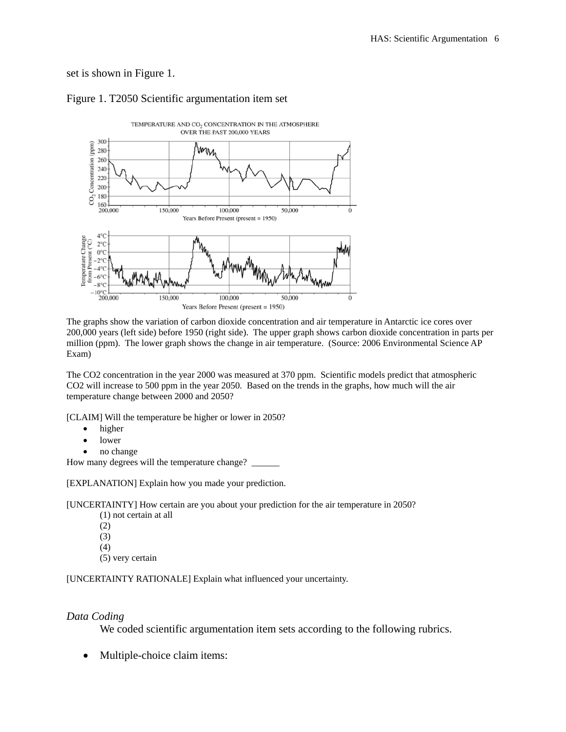set is shown in Figure 1.

Figure 1. T2050 Scientific argumentation item set

The graphs show the variation of carbon dioxide concentration and air temperature in Antarctic ice cores over 200,000 years (left side) before 1950 (right side). The upper graph shows carbon dioxide concentration in parts per million (ppm). The lower graph shows the change in air temperature. (Source: 2006 Environmental Science AP Exam)

The CO2 concentration in the year 2000 was measured at 370 ppm. Scientific models predict that atmospheric CO2 will increase to 500 ppm in the year 2050. Based on the trends in the graphs, how much will the air temperature change between 2000 and 2050?

[CLAIM] Will the temperature be higher or lower in 2050?

- higher
- lower
- no change

How many degrees will the temperature change? ______

[EXPLANATION] Explain how you made your prediction.

[UNCERTAINTY] How certain are you about your prediction for the air temperature in 2050?

(1) not certain at all
(2)
(3)
(4)
(5) very certain

[UNCERTAINTY RATIONALE] Explain what influenced your uncertainty.

### *Data Coding*

We coded scientific argumentation item sets according to the following rubrics.

- Multiple-choice claim items: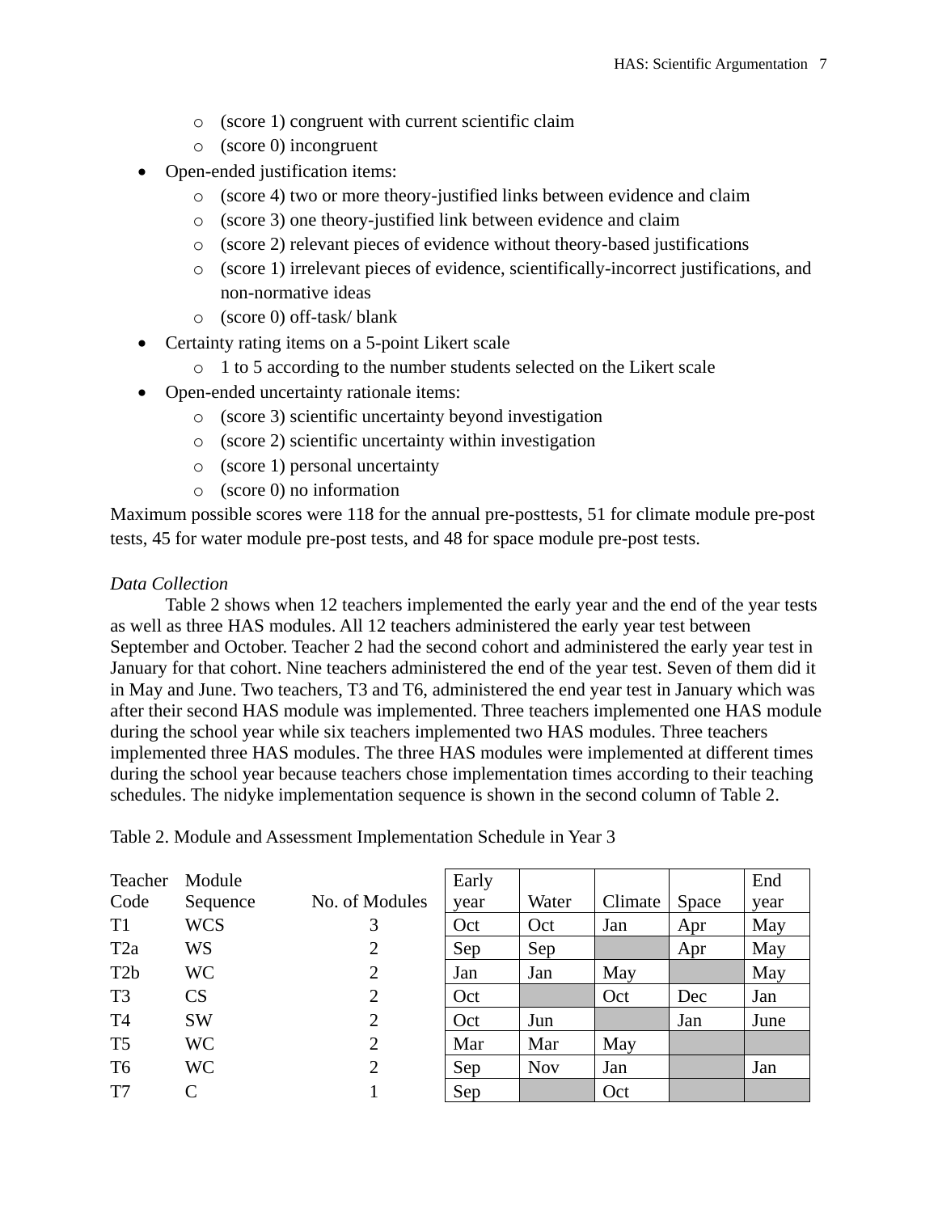- (score 1) congruent with current scientific claim
    - (score 0) incongruent
- Open-ended justification items:
    - (score 4) two or more theory-justified links between evidence and claim
    - (score 3) one theory-justified link between evidence and claim
    - (score 2) relevant pieces of evidence without theory-based justifications
    - (score 1) irrelevant pieces of evidence, scientifically-incorrect justifications, and non-normative ideas
    - (score 0) off-task/ blank
- Certainty rating items on a 5-point Likert scale
    - 1 to 5 according to the number students selected on the Likert scale
- Open-ended uncertainty rationale items:
    - (score 3) scientific uncertainty beyond investigation
    - (score 2) scientific uncertainty within investigation
    - (score 1) personal uncertainty
    - (score 0) no information

Maximum possible scores were 118 for the annual pre-posttests, 51 for climate module pre-post tests, 45 for water module pre-post tests, and 48 for space module pre-post tests.

*Data Collection*

Table 2 shows when 12 teachers implemented the early year and the end of the year tests as well as three HAS modules. All 12 teachers administered the early year test between September and October. Teacher 2 had the second cohort and administered the early year test in January for that cohort. Nine teachers administered the end of the year test. Seven of them did it in May and June. Two teachers, T3 and T6, administered the end year test in January which was after their second HAS module was implemented. Three teachers implemented one HAS module during the school year while six teachers implemented two HAS modules. Three teachers implemented three HAS modules. The three HAS modules were implemented at different times during the school year because teachers chose implementation times according to their teaching schedules. The nidyke implementation sequence is shown in the second column of Table 2.

Table 2. Module and Assessment Implementation Schedule in Year 3

| Teacher Code | Module Sequence | No. of Modules | Early year | Water | Climate | Space | End year |
|---|---|---|---|---|---|---|---|
| T1 | WCS | 3 | Oct | Oct | Jan | Apr | May |
| T2a | WS | 2 | Sep | Sep | | Apr | May |
| T2b | WC | 2 | Jan | Jan | May | | May |
| T3 | CS | 2 | Oct | | Oct | Dec | Jan |
| T4 | SW | 2 | Oct | Jun | | Jan | June |
| T5 | WC | 2 | Mar | Mar | May | | |
| T6 | WC | 2 | Sep | Nov | Jan | | Jan |
| T7 | C | 1 | Sep | | Oct | | |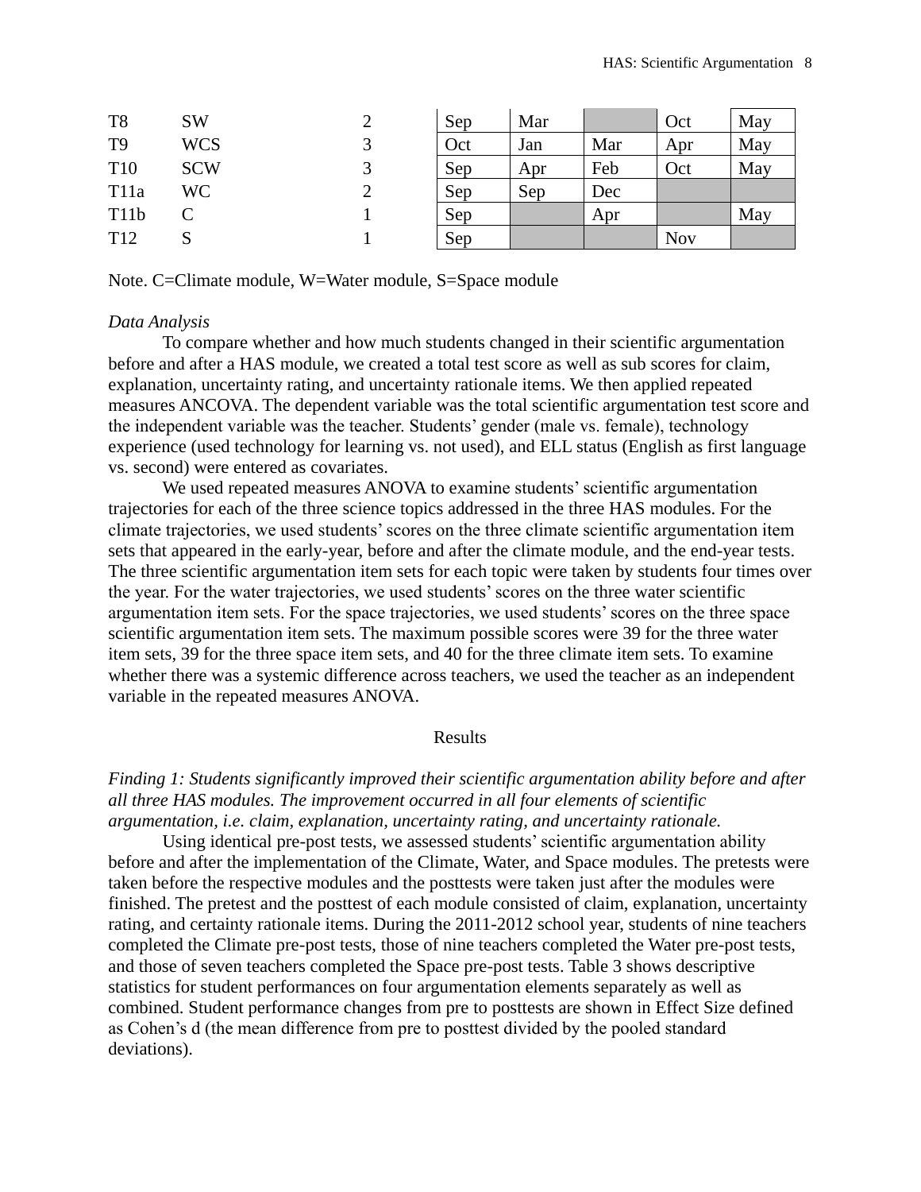| | | | | | | | |
|---|---|---|---|---|---|---|---|
| T8 | SW | 2 | Sep | Mar | | Oct | May |
| T9 | WCS | 3 | Oct | Jan | Mar | Apr | May |
| T10 | SCW | 3 | Sep | Apr | Feb | Oct | May |
| T11a | WC | 2 | Sep | Sep | Dec | | |
| T11b | C | 1 | Sep | | Apr | | May |
| T12 | S | 1 | Sep | | | Nov | |

Note. C=Climate module, W=Water module, S=Space module

*Data Analysis*

To compare whether and how much students changed in their scientific argumentation before and after a HAS module, we created a total test score as well as sub scores for claim, explanation, uncertainty rating, and uncertainty rationale items. We then applied repeated measures ANCOVA. The dependent variable was the total scientific argumentation test score and the independent variable was the teacher. Students' gender (male vs. female), technology experience (used technology for learning vs. not used), and ELL status (English as first language vs. second) were entered as covariates.

We used repeated measures ANOVA to examine students' scientific argumentation trajectories for each of the three science topics addressed in the three HAS modules. For the climate trajectories, we used students' scores on the three climate scientific argumentation item sets that appeared in the early-year, before and after the climate module, and the end-year tests. The three scientific argumentation item sets for each topic were taken by students four times over the year. For the water trajectories, we used students' scores on the three water scientific argumentation item sets. For the space trajectories, we used students' scores on the three space scientific argumentation item sets. The maximum possible scores were 39 for the three water item sets, 39 for the three space item sets, and 40 for the three climate item sets. To examine whether there was a systemic difference across teachers, we used the teacher as an independent variable in the repeated measures ANOVA.

## Results

*Finding 1: Students significantly improved their scientific argumentation ability before and after all three HAS modules. The improvement occurred in all four elements of scientific argumentation, i.e. claim, explanation, uncertainty rating, and uncertainty rationale.*

Using identical pre-post tests, we assessed students' scientific argumentation ability before and after the implementation of the Climate, Water, and Space modules. The pretests were taken before the respective modules and the posttests were taken just after the modules were finished. The pretest and the posttest of each module consisted of claim, explanation, uncertainty rating, and certainty rationale items. During the 2011-2012 school year, students of nine teachers completed the Climate pre-post tests, those of nine teachers completed the Water pre-post tests, and those of seven teachers completed the Space pre-post tests. Table 3 shows descriptive statistics for student performances on four argumentation elements separately as well as combined. Student performance changes from pre to posttests are shown in Effect Size defined as Cohen's d (the mean difference from pre to posttest divided by the pooled standard deviations).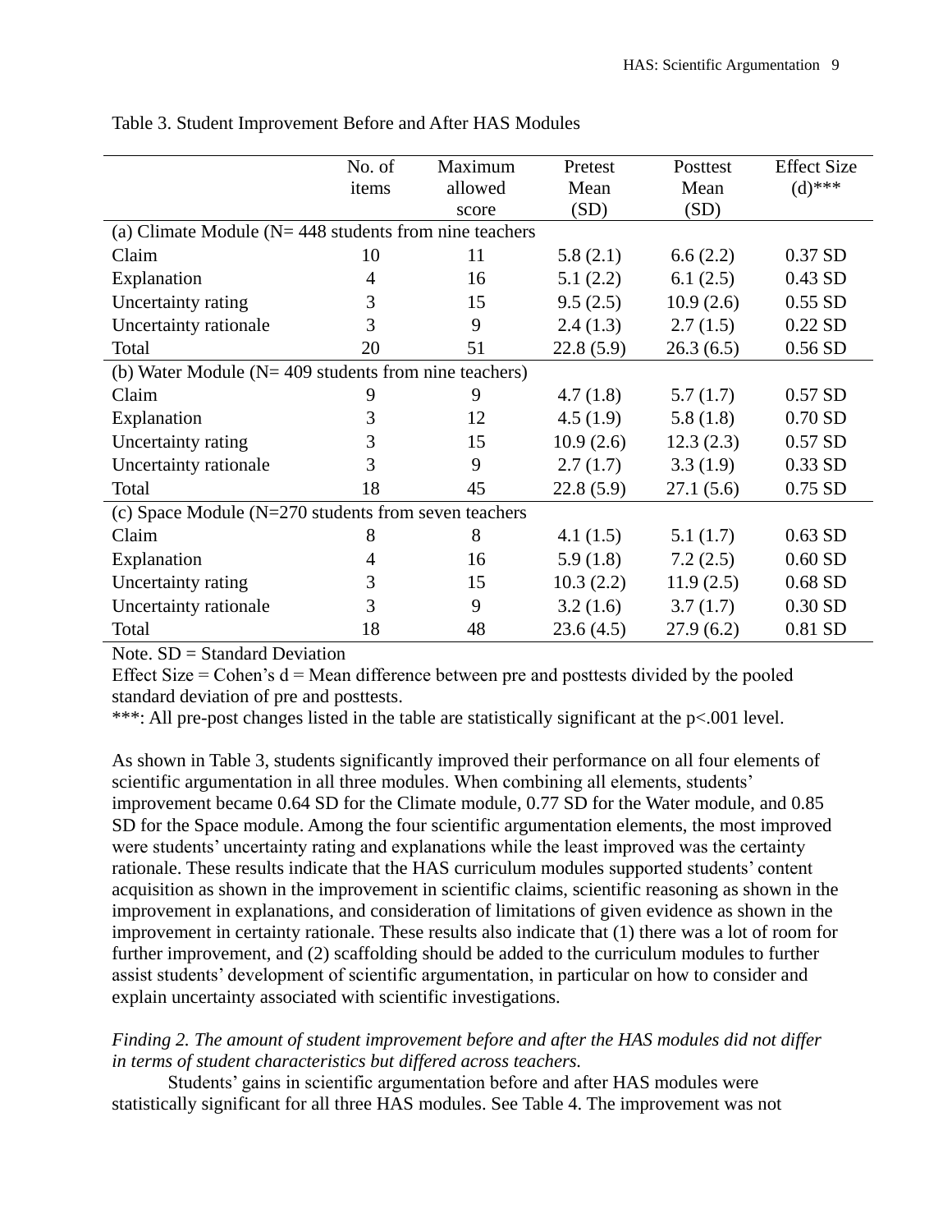Table 3. Student Improvement Before and After HAS Modules

| | No. of items | Maximum allowed score | Pretest Mean (SD) | Posttest Mean (SD) | Effect Size (d)*** |
|---|---|---|---|---|---|
| (a) Climate Module (N= 448 students from nine teachers | | | | | |
| Claim | 10 | 11 | 5.8 (2.1) | 6.6 (2.2) | 0.37 SD |
| Explanation | 4 | 16 | 5.1 (2.2) | 6.1 (2.5) | 0.43 SD |
| Uncertainty rating | 3 | 15 | 9.5 (2.5) | 10.9 (2.6) | 0.55 SD |
| Uncertainty rationale | 3 | 9 | 2.4 (1.3) | 2.7 (1.5) | 0.22 SD |
| Total | 20 | 51 | 22.8 (5.9) | 26.3 (6.5) | 0.56 SD |
| (b) Water Module (N= 409 students from nine teachers) | | | | | |
| Claim | 9 | 9 | 4.7 (1.8) | 5.7 (1.7) | 0.57 SD |
| Explanation | 3 | 12 | 4.5 (1.9) | 5.8 (1.8) | 0.70 SD |
| Uncertainty rating | 3 | 15 | 10.9 (2.6) | 12.3 (2.3) | 0.57 SD |
| Uncertainty rationale | 3 | 9 | 2.7 (1.7) | 3.3 (1.9) | 0.33 SD |
| Total | 18 | 45 | 22.8 (5.9) | 27.1 (5.6) | 0.75 SD |
| (c) Space Module (N=270 students from seven teachers | | | | | |
| Claim | 8 | 8 | 4.1 (1.5) | 5.1 (1.7) | 0.63 SD |
| Explanation | 4 | 16 | 5.9 (1.8) | 7.2 (2.5) | 0.60 SD |
| Uncertainty rating | 3 | 15 | 10.3 (2.2) | 11.9 (2.5) | 0.68 SD |
| Uncertainty rationale | 3 | 9 | 3.2 (1.6) | 3.7 (1.7) | 0.30 SD |
| Total | 18 | 48 | 23.6 (4.5) | 27.9 (6.2) | 0.81 SD |

Note. SD = Standard Deviation

Effect Size = Cohen's d = Mean difference between pre and posttests divided by the pooled standard deviation of pre and posttests.

***: All pre-post changes listed in the table are statistically significant at the $p<.001$ level.

As shown in Table 3, students significantly improved their performance on all four elements of scientific argumentation in all three modules. When combining all elements, students' improvement became 0.64 SD for the Climate module, 0.77 SD for the Water module, and 0.85 SD for the Space module. Among the four scientific argumentation elements, the most improved were students' uncertainty rating and explanations while the least improved was the certainty rationale. These results indicate that the HAS curriculum modules supported students' content acquisition as shown in the improvement in scientific claims, scientific reasoning as shown in the improvement in explanations, and consideration of limitations of given evidence as shown in the improvement in certainty rationale. These results also indicate that (1) there was a lot of room for further improvement, and (2) scaffolding should be added to the curriculum modules to further assist students' development of scientific argumentation, in particular on how to consider and explain uncertainty associated with scientific investigations.

*Finding 2. The amount of student improvement before and after the HAS modules did not differ in terms of student characteristics but differed across teachers.*

Students' gains in scientific argumentation before and after HAS modules were statistically significant for all three HAS modules. See Table 4. The improvement was not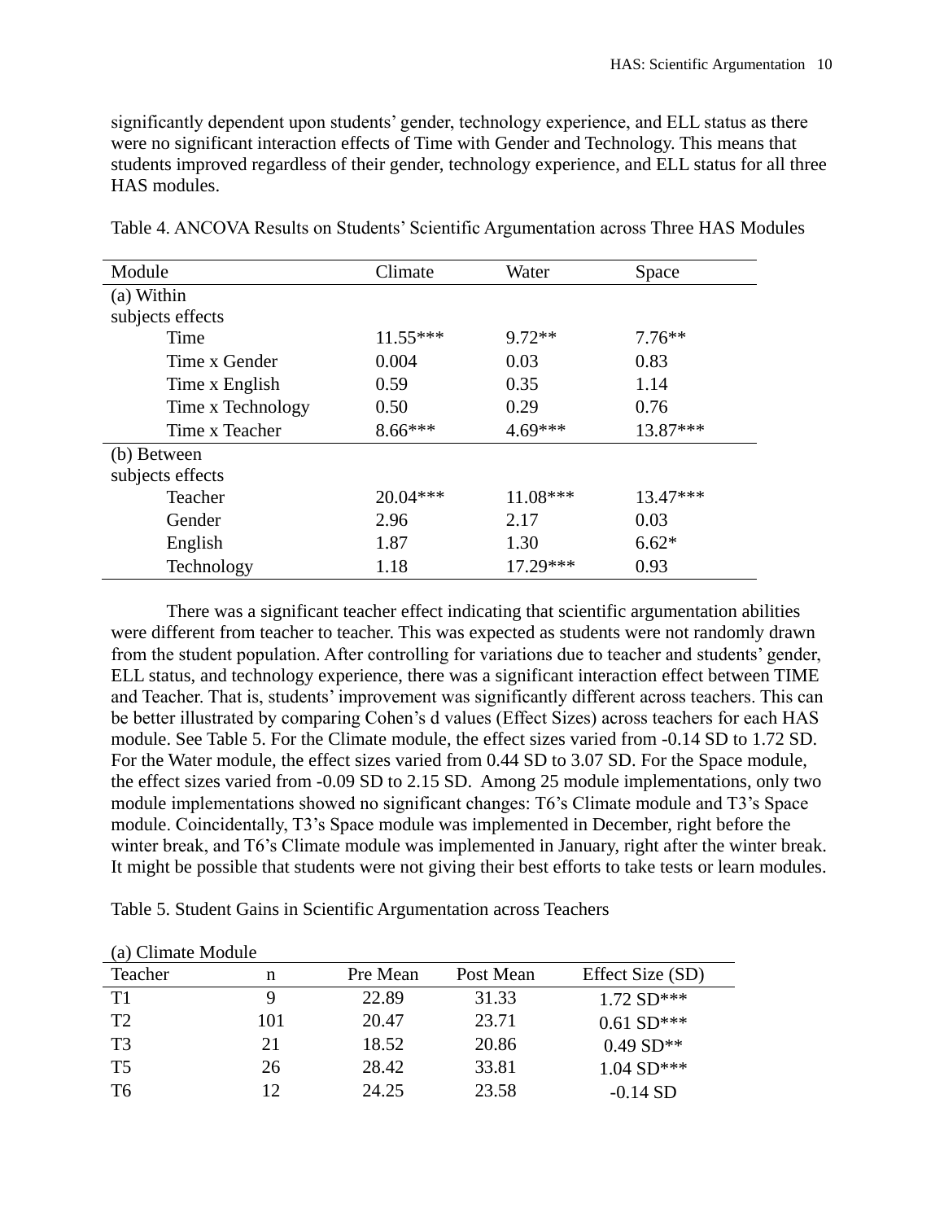significantly dependent upon students' gender, technology experience, and ELL status as there were no significant interaction effects of Time with Gender and Technology. This means that students improved regardless of their gender, technology experience, and ELL status for all three HAS modules.

Table 4. ANCOVA Results on Students' Scientific Argumentation across Three HAS Modules

| Module | Climate | Water | Space |
|---|---|---|---|
| (a) Within subjects effects | | | |
| Time | 11.55*** | 9.72** | 7.76** |
| Time x Gender | 0.004 | 0.03 | 0.83 |
| Time x English | 0.59 | 0.35 | 1.14 |
| Time x Technology | 0.50 | 0.29 | 0.76 |
| Time x Teacher | 8.66*** | 4.69*** | 13.87*** |
| (b) Between subjects effects | | | |
| Teacher | 20.04*** | 11.08*** | 13.47*** |
| Gender | 2.96 | 2.17 | 0.03 |
| English | 1.87 | 1.30 | 6.62* |
| Technology | 1.18 | 17.29*** | 0.93 |

There was a significant teacher effect indicating that scientific argumentation abilities were different from teacher to teacher. This was expected as students were not randomly drawn from the student population. After controlling for variations due to teacher and students' gender, ELL status, and technology experience, there was a significant interaction effect between TIME and Teacher. That is, students' improvement was significantly different across teachers. This can be better illustrated by comparing Cohen's d values (Effect Sizes) across teachers for each HAS module. See Table 5. For the Climate module, the effect sizes varied from -0.14 SD to 1.72 SD. For the Water module, the effect sizes varied from 0.44 SD to 3.07 SD. For the Space module, the effect sizes varied from -0.09 SD to 2.15 SD. Among 25 module implementations, only two module implementations showed no significant changes: T6's Climate module and T3's Space module. Coincidentally, T3's Space module was implemented in December, right before the winter break, and T6's Climate module was implemented in January, right after the winter break. It might be possible that students were not giving their best efforts to take tests or learn modules.

Table 5. Student Gains in Scientific Argumentation across Teachers

(a) Climate Module

| Teacher | n | Pre Mean | Post Mean | Effect Size (SD) |
|---|---|---|---|---|
| T1 | 9 | 22.89 | 31.33 | 1.72 SD*** |
| T2 | 101 | 20.47 | 23.71 | 0.61 SD*** |
| T3 | 21 | 18.52 | 20.86 | 0.49 SD** |
| T5 | 26 | 28.42 | 33.81 | 1.04 SD*** |
| T6 | 12 | 24.25 | 23.58 | -0.14 SD |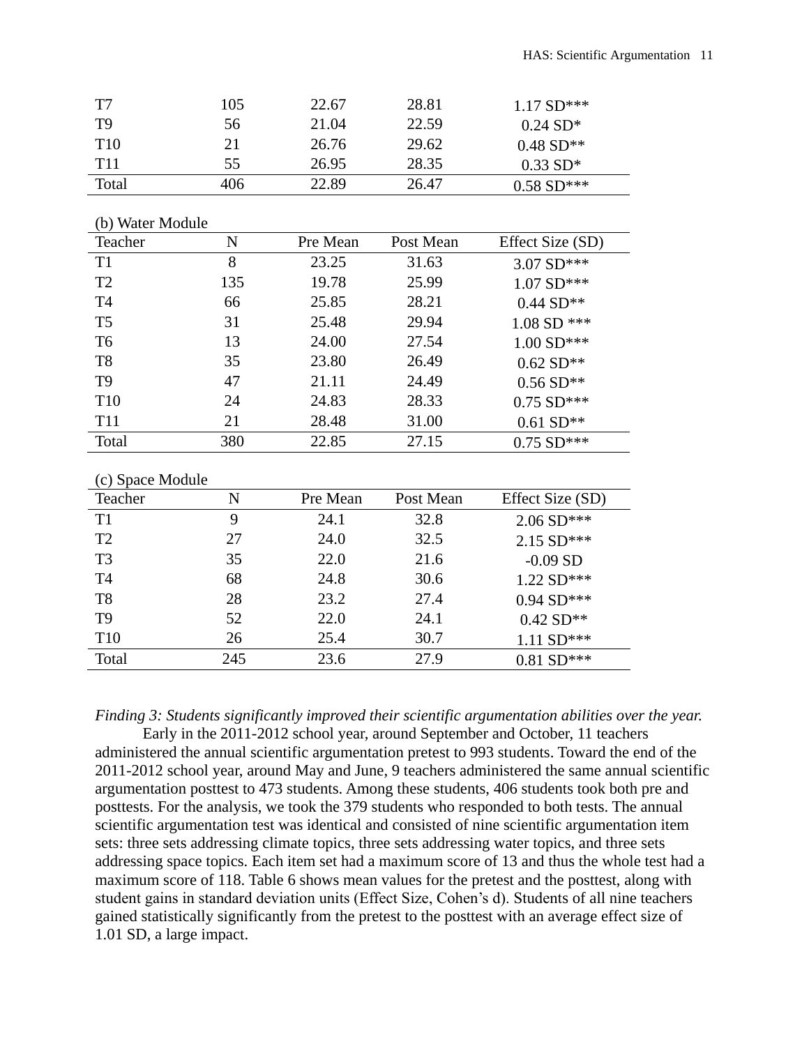| Teacher | N | Pre Mean | Post Mean | Effect Size (SD) |
|---|---|---|---|---|
| T7 | 105 | 22.67 | 28.81 | 1.17 SD*** |
| T9 | 56 | 21.04 | 22.59 | 0.24 SD* |
| T10 | 21 | 26.76 | 29.62 | 0.48 SD** |
| T11 | 55 | 26.95 | 28.35 | 0.33 SD* |
| Total | 406 | 22.89 | 26.47 | 0.58 SD*** |

(b) Water Module

| Teacher | N | Pre Mean | Post Mean | Effect Size (SD) |
|---|---|---|---|---|
| T1 | 8 | 23.25 | 31.63 | 3.07 SD*** |
| T2 | 135 | 19.78 | 25.99 | 1.07 SD*** |
| T4 | 66 | 25.85 | 28.21 | 0.44 SD** |
| T5 | 31 | 25.48 | 29.94 | 1.08 SD *** |
| T6 | 13 | 24.00 | 27.54 | 1.00 SD*** |
| T8 | 35 | 23.80 | 26.49 | 0.62 SD** |
| T9 | 47 | 21.11 | 24.49 | 0.56 SD** |
| T10 | 24 | 24.83 | 28.33 | 0.75 SD*** |
| T11 | 21 | 28.48 | 31.00 | 0.61 SD** |
| Total | 380 | 22.85 | 27.15 | 0.75 SD*** |

(c) Space Module

| Teacher | N | Pre Mean | Post Mean | Effect Size (SD) |
|---|---|---|---|---|
| T1 | 9 | 24.1 | 32.8 | 2.06 SD*** |
| T2 | 27 | 24.0 | 32.5 | 2.15 SD*** |
| T3 | 35 | 22.0 | 21.6 | -0.09 SD |
| T4 | 68 | 24.8 | 30.6 | 1.22 SD*** |
| T8 | 28 | 23.2 | 27.4 | 0.94 SD*** |
| T9 | 52 | 22.0 | 24.1 | 0.42 SD** |
| T10 | 26 | 25.4 | 30.7 | 1.11 SD*** |
| Total | 245 | 23.6 | 27.9 | 0.81 SD*** |

*Finding 3: Students significantly improved their scientific argumentation abilities over the year.*

Early in the 2011-2012 school year, around September and October, 11 teachers administered the annual scientific argumentation pretest to 993 students. Toward the end of the 2011-2012 school year, around May and June, 9 teachers administered the same annual scientific argumentation posttest to 473 students. Among these students, 406 students took both pre and posttests. For the analysis, we took the 379 students who responded to both tests. The annual scientific argumentation test was identical and consisted of nine scientific argumentation item sets: three sets addressing climate topics, three sets addressing water topics, and three sets addressing space topics. Each item set had a maximum score of 13 and thus the whole test had a maximum score of 118. Table 6 shows mean values for the pretest and the posttest, along with student gains in standard deviation units (Effect Size, Cohen's d). Students of all nine teachers gained statistically significantly from the pretest to the posttest with an average effect size of 1.01 SD, a large impact.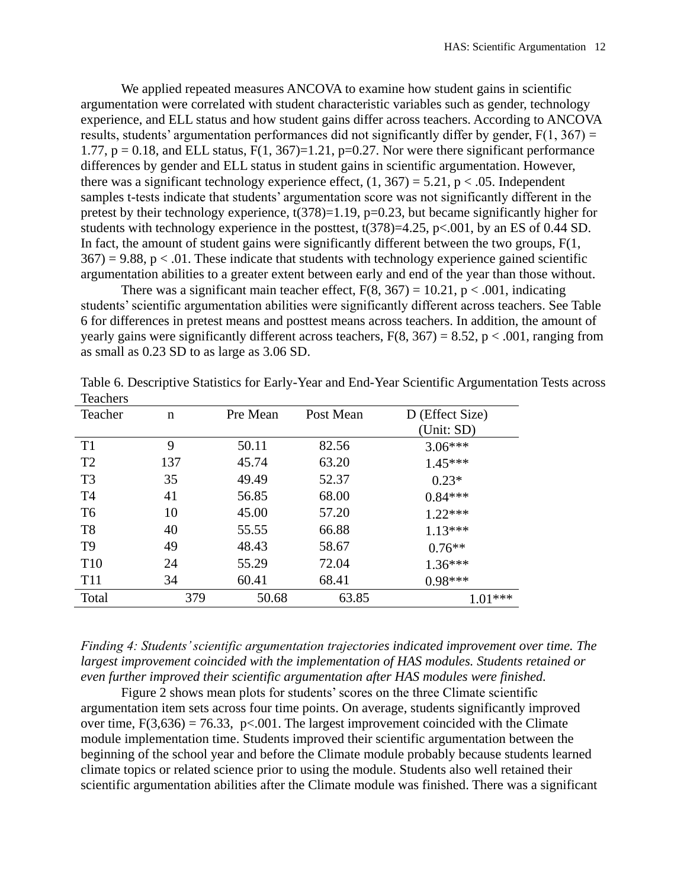We applied repeated measures ANCOVA to examine how student gains in scientific argumentation were correlated with student characteristic variables such as gender, technology experience, and ELL status and how student gains differ across teachers. According to ANCOVA results, students' argumentation performances did not significantly differ by gender, $F(1, 367) = 1.77$, $p = 0.18$, and ELL status, $F(1, 367)=1.21$, $p=0.27$. Nor were there significant performance differences by gender and ELL status in student gains in scientific argumentation. However, there was a significant technology experience effect, $(1, 367) = 5.21$, $p < .05$. Independent samples t-tests indicate that students' argumentation score was not significantly different in the pretest by their technology experience, $t(378)=1.19$, $p=0.23$, but became significantly higher for students with technology experience in the posttest, $t(378)=4.25$, $p<.001$, by an ES of 0.44 SD. In fact, the amount of student gains were significantly different between the two groups, $F(1, 367) = 9.88$, $p < .01$. These indicate that students with technology experience gained scientific argumentation abilities to a greater extent between early and end of the year than those without.

There was a significant main teacher effect, $F(8, 367) = 10.21$, $p < .001$, indicating students' scientific argumentation abilities were significantly different across teachers. See Table 6 for differences in pretest means and posttest means across teachers. In addition, the amount of yearly gains were significantly different across teachers, $F(8, 367) = 8.52$, $p < .001$, ranging from as small as 0.23 SD to as large as 3.06 SD.

Table 6. Descriptive Statistics for Early-Year and End-Year Scientific Argumentation Tests across Teachers

| Teacher | n | Pre Mean | Post Mean | D (Effect Size) (Unit: SD) |
|---|---|---|---|---|
| T1 | 9 | 50.11 | 82.56 | 3.06*** |
| T2 | 137 | 45.74 | 63.20 | 1.45*** |
| T3 | 35 | 49.49 | 52.37 | 0.23* |
| T4 | 41 | 56.85 | 68.00 | 0.84*** |
| T6 | 10 | 45.00 | 57.20 | 1.22*** |
| T8 | 40 | 55.55 | 66.88 | 1.13*** |
| T9 | 49 | 48.43 | 58.67 | 0.76** |
| T10 | 24 | 55.29 | 72.04 | 1.36*** |
| T11 | 34 | 60.41 | 68.41 | 0.98*** |
| Total | 379 | 50.68 | 63.85 | 1.01*** |

*Finding 4: Students' scientific argumentation trajectories indicated improvement over time. The largest improvement coincided with the implementation of HAS modules. Students retained or even further improved their scientific argumentation after HAS modules were finished.*

Figure 2 shows mean plots for students' scores on the three Climate scientific argumentation item sets across four time points. On average, students significantly improved over time, $F(3,636) = 76.33$, $p<.001$. The largest improvement coincided with the Climate module implementation time. Students improved their scientific argumentation between the beginning of the school year and before the Climate module probably because students learned climate topics or related science prior to using the module. Students also well retained their scientific argumentation abilities after the Climate module was finished. There was a significant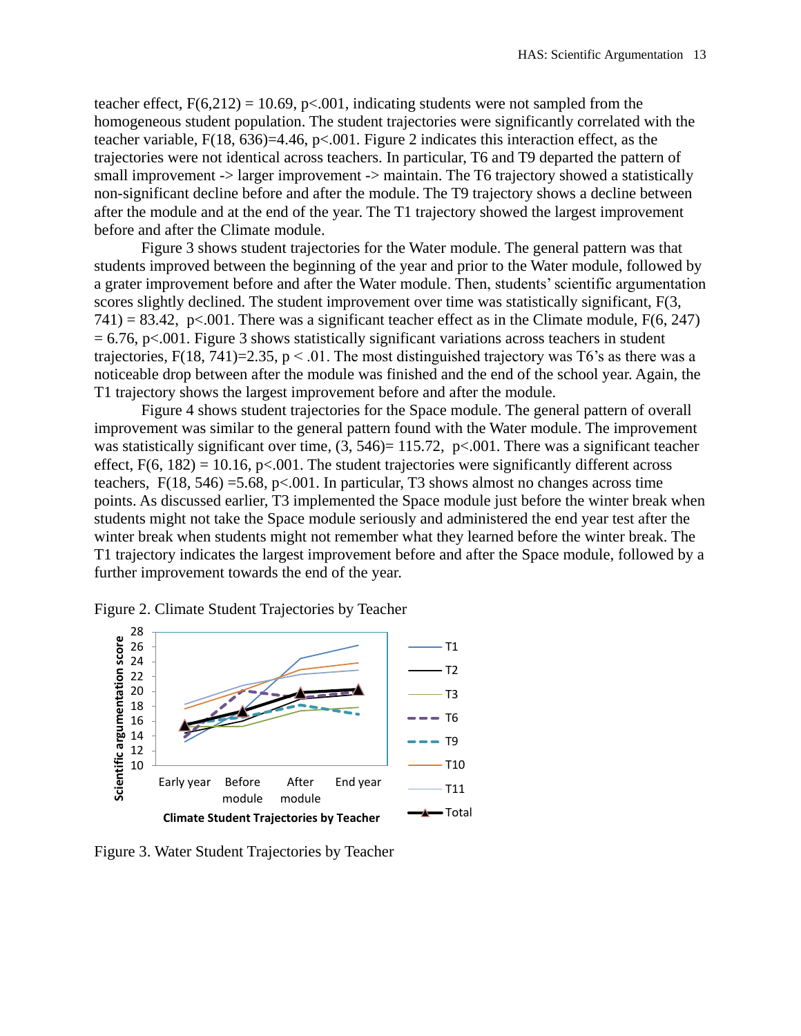teacher effect, $F(6,212) = 10.69$, $p<.001$, indicating students were not sampled from the homogeneous student population. The student trajectories were significantly correlated with the teacher variable, $F(18, 636)=4.46$, $p<.001$. Figure 2 indicates this interaction effect, as the trajectories were not identical across teachers. In particular, T6 and T9 departed the pattern of small improvement -> larger improvement -> maintain. The T6 trajectory showed a statistically non-significant decline before and after the module. The T9 trajectory shows a decline between after the module and at the end of the year. The T1 trajectory showed the largest improvement before and after the Climate module.

Figure 3 shows student trajectories for the Water module. The general pattern was that students improved between the beginning of the year and prior to the Water module, followed by a grater improvement before and after the Water module. Then, students' scientific argumentation scores slightly declined. The student improvement over time was statistically significant, $F(3, 741) = 83.42$, $p<.001$. There was a significant teacher effect as in the Climate module, $F(6, 247) = 6.76$, $p<.001$. Figure 3 shows statistically significant variations across teachers in student trajectories, $F(18, 741)=2.35$, $p < .01$. The most distinguished trajectory was T6's as there was a noticeable drop between after the module was finished and the end of the school year. Again, the T1 trajectory shows the largest improvement before and after the module.

Figure 4 shows student trajectories for the Space module. The general pattern of overall improvement was similar to the general pattern found with the Water module. The improvement was statistically significant over time, $(3, 546)= 115.72$, $p<.001$. There was a significant teacher effect, $F(6, 182) = 10.16$, $p<.001$. The student trajectories were significantly different across teachers, $F(18, 546) =5.68$, $p<.001$. In particular, T3 shows almost no changes across time points. As discussed earlier, T3 implemented the Space module just before the winter break when students might not take the Space module seriously and administered the end year test after the winter break when students might not remember what they learned before the winter break. The T1 trajectory indicates the largest improvement before and after the Space module, followed by a further improvement towards the end of the year.

Figure 2. Climate Student Trajectories by Teacher

Figure 3. Water Student Trajectories by Teacher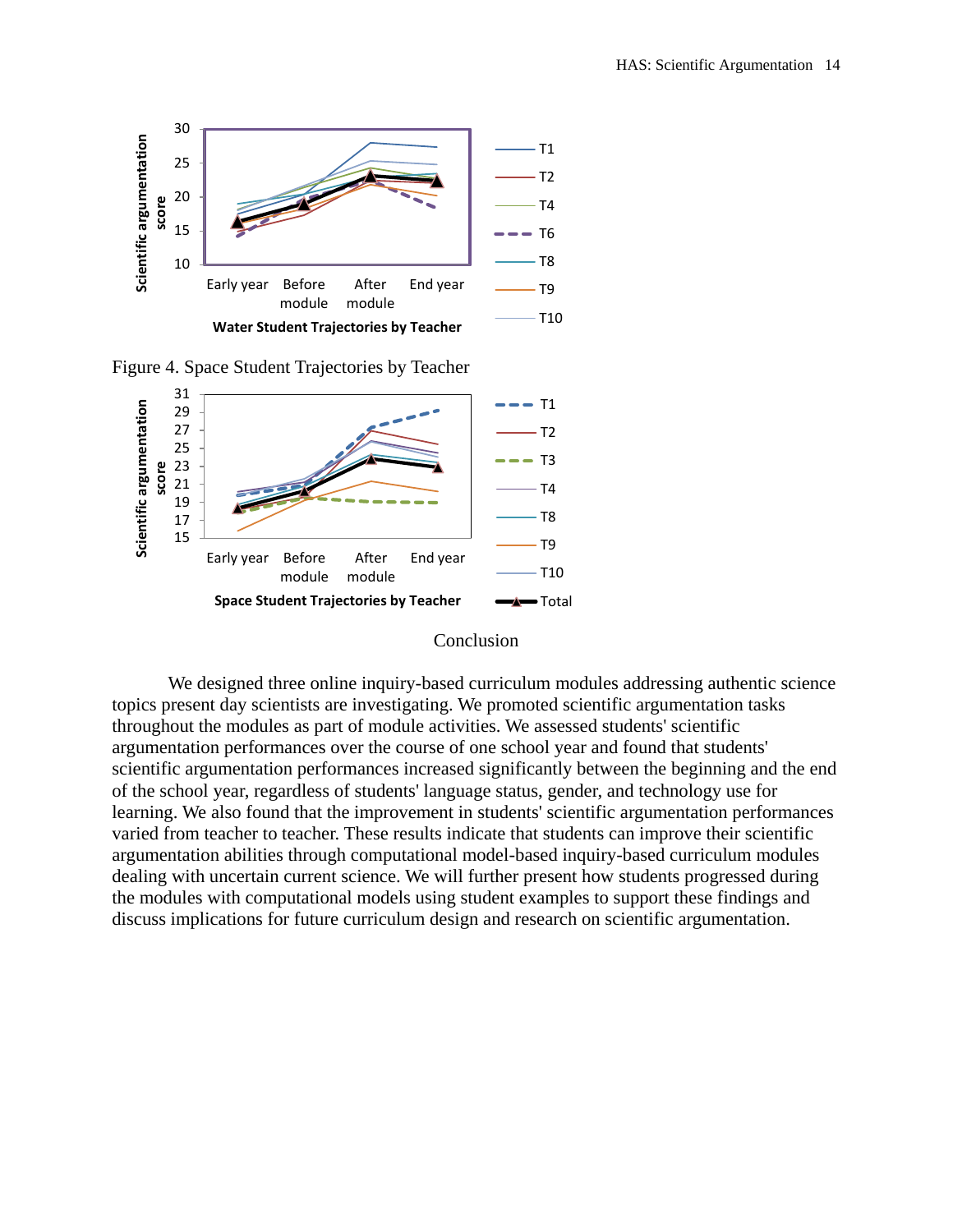Figure 4. Space Student Trajectories by Teacher

## Conclusion

We designed three online inquiry-based curriculum modules addressing authentic science topics present day scientists are investigating. We promoted scientific argumentation tasks throughout the modules as part of module activities. We assessed students' scientific argumentation performances over the course of one school year and found that students' scientific argumentation performances increased significantly between the beginning and the end of the school year, regardless of students' language status, gender, and technology use for learning. We also found that the improvement in students' scientific argumentation performances varied from teacher to teacher. These results indicate that students can improve their scientific argumentation abilities through computational model-based inquiry-based curriculum modules dealing with uncertain current science. We will further present how students progressed during the modules with computational models using student examples to support these findings and discuss implications for future curriculum design and research on scientific argumentation.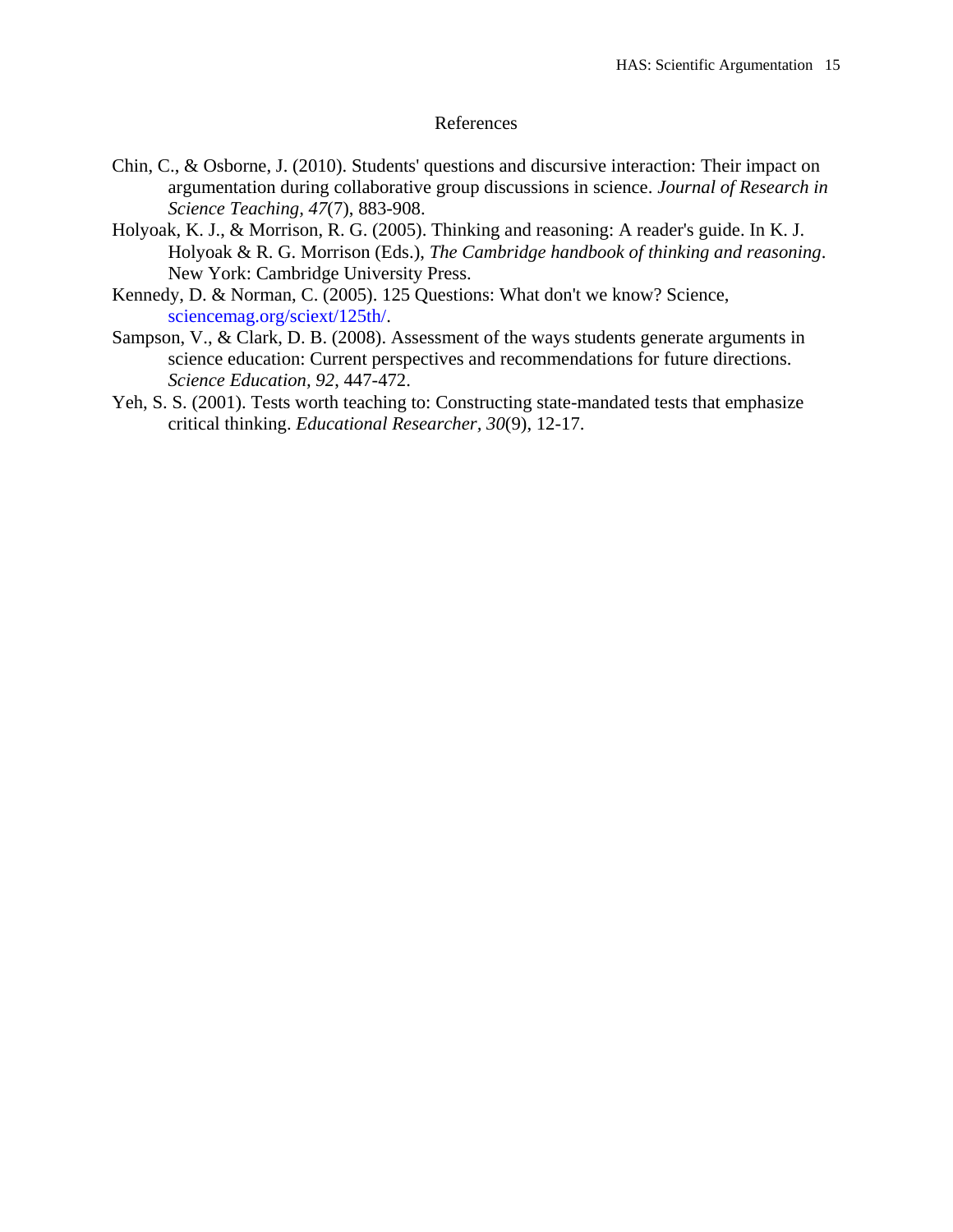## References

Chin, C., & Osborne, J. (2010). Students' questions and discursive interaction: Their impact on argumentation during collaborative group discussions in science. *Journal of Research in Science Teaching*, *47*(7), 883-908.

Holyoak, K. J., & Morrison, R. G. (2005). Thinking and reasoning: A reader's guide. In K. J. Holyoak & R. G. Morrison (Eds.), *The Cambridge handbook of thinking and reasoning*. New York: Cambridge University Press.

Kennedy, D. & Norman, C. (2005). 125 Questions: What don't we know? Science, sciencemag.org/sciext/125th/.

Sampson, V., & Clark, D. B. (2008). Assessment of the ways students generate arguments in science education: Current perspectives and recommendations for future directions. *Science Education*, *92*, 447-472.

Yeh, S. S. (2001). Tests worth teaching to: Constructing state-mandated tests that emphasize critical thinking. *Educational Researcher, 30*(9), 12-17.